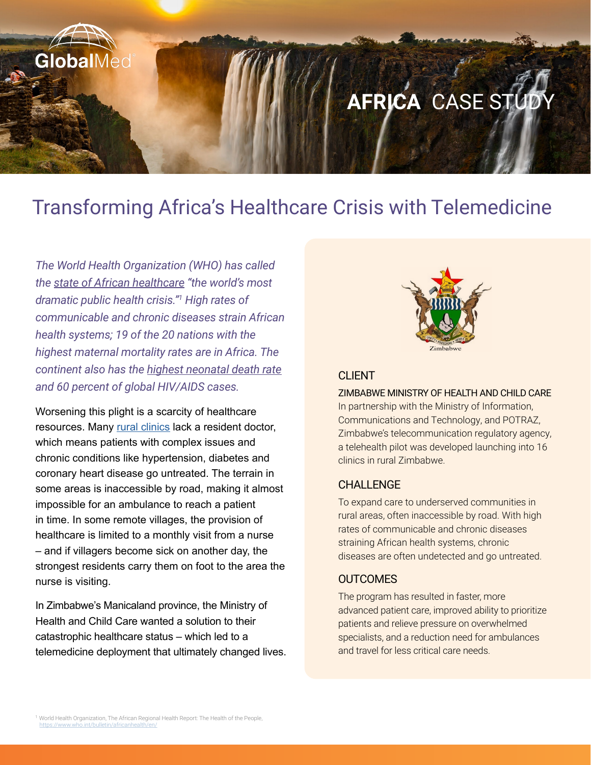GlobalMed

**AFRICA** CASE STUDY

# Transforming Africa's Healthcare Crisis with Telemedicine

*The World Health Organization (WHO) has called the state of African healthcare "the world's most dramatic public health crisis."[1] High rates of communicable and chronic diseases strain African health systems; 19 of the 20 nations with the highest maternal mortality rates are in Africa. The continent also has the highest neonatal death rate and 60 percent of global HIV/AIDS cases.*

Worsening this plight is a scarcity of healthcare resources. Many rural clinics lack a resident doctor, which means patients with complex issues and chronic conditions like hypertension, diabetes and coronary heart disease go untreated. The terrain in some areas is inaccessible by road, making it almost impossible for an ambulance to reach a patient in time. In some remote villages, the provision of healthcare is limited to a monthly visit from a nurse – and if villagers become sick on another day, the strongest residents carry them on foot to the area the nurse is visiting.

In Zimbabwe's Manicaland province, the Ministry of Health and Child Care wanted a solution to their catastrophic healthcare status – which led to a telemedicine deployment that ultimately changed lives.

Zimbabwe

## CLIENT

ZIMBABWE MINISTRY OF HEALTH AND CHILD CARE

In partnership with the Ministry of Information, Communications and Technology, and POTRAZ, Zimbabwe's telecommunication regulatory agency, a telehealth pilot was developed launching into 16 clinics in rural Zimbabwe.

## CHALLENGE

To expand care to underserved communities in rural areas, often inaccessible by road. With high rates of communicable and chronic diseases straining African health systems, chronic diseases are often undetected and go untreated.

## OUTCOMES

The program has resulted in faster, more advanced patient care, improved ability to prioritize patients and relieve pressure on overwhelmed specialists, and a reduction need for ambulances and travel for less critical care needs.

[1] World Health Organization, The African Regional Health Report: The Health of the People, https://www.who.int/bulletin/africanhealth/en/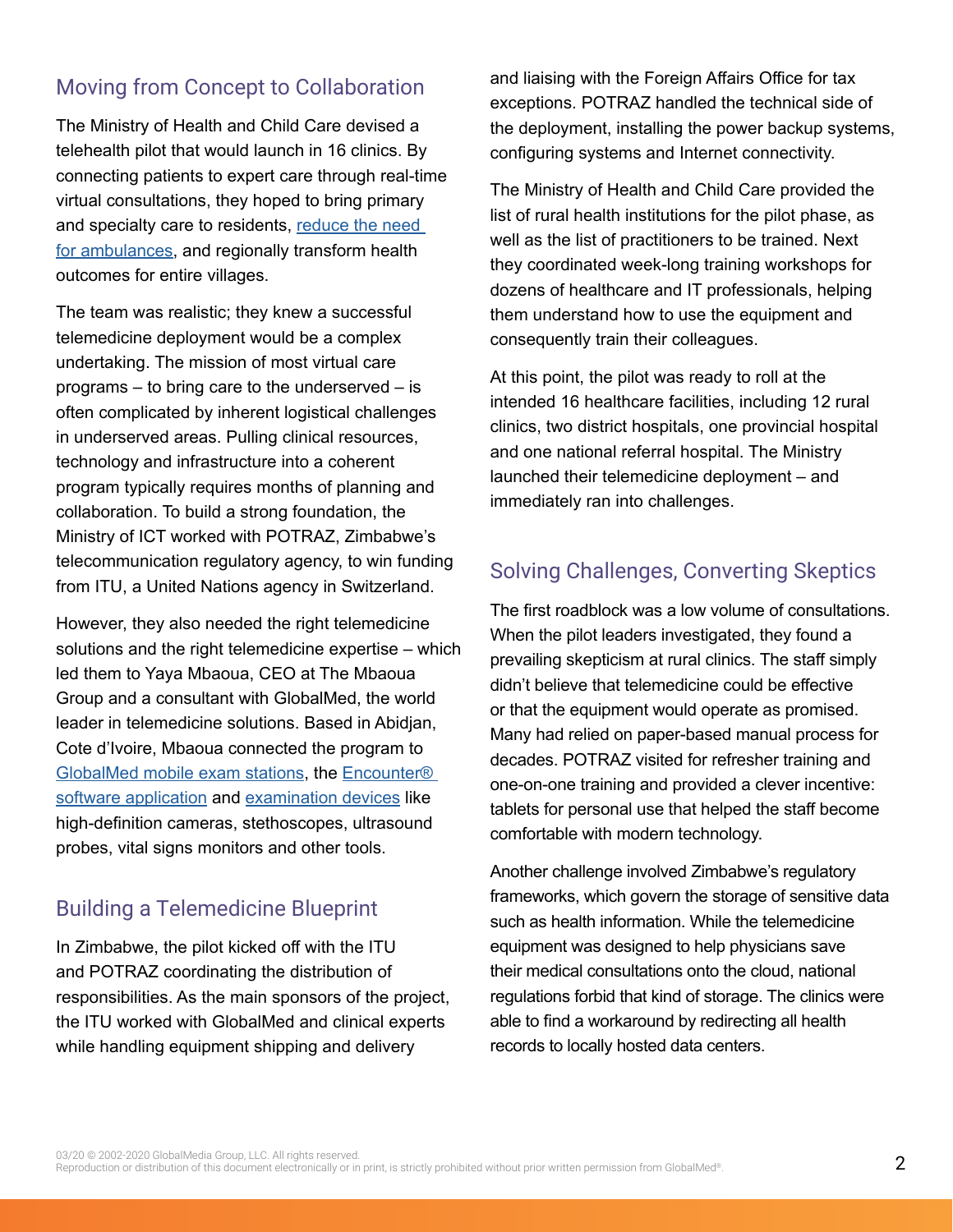## Moving from Concept to Collaboration

The Ministry of Health and Child Care devised a telehealth pilot that would launch in 16 clinics. By connecting patients to expert care through real-time virtual consultations, they hoped to bring primary and specialty care to residents, reduce the need for ambulances, and regionally transform health outcomes for entire villages.

The team was realistic; they knew a successful telemedicine deployment would be a complex undertaking. The mission of most virtual care programs – to bring care to the underserved – is often complicated by inherent logistical challenges in underserved areas. Pulling clinical resources, technology and infrastructure into a coherent program typically requires months of planning and collaboration. To build a strong foundation, the Ministry of ICT worked with POTRAZ, Zimbabwe's telecommunication regulatory agency, to win funding from ITU, a United Nations agency in Switzerland.

However, they also needed the right telemedicine solutions and the right telemedicine expertise – which led them to Yaya Mbaoua, CEO at The Mbaoua Group and a consultant with GlobalMed, the world leader in telemedicine solutions. Based in Abidjan, Cote d'Ivoire, Mbaoua connected the program to GlobalMed mobile exam stations, the Encounter® software application and examination devices like high-definition cameras, stethoscopes, ultrasound probes, vital signs monitors and other tools.

## Building a Telemedicine Blueprint

In Zimbabwe, the pilot kicked off with the ITU and POTRAZ coordinating the distribution of responsibilities. As the main sponsors of the project, the ITU worked with GlobalMed and clinical experts while handling equipment shipping and delivery and liaising with the Foreign Affairs Office for tax exceptions. POTRAZ handled the technical side of the deployment, installing the power backup systems, configuring systems and Internet connectivity.

The Ministry of Health and Child Care provided the list of rural health institutions for the pilot phase, as well as the list of practitioners to be trained. Next they coordinated week-long training workshops for dozens of healthcare and IT professionals, helping them understand how to use the equipment and consequently train their colleagues.

At this point, the pilot was ready to roll at the intended 16 healthcare facilities, including 12 rural clinics, two district hospitals, one provincial hospital and one national referral hospital. The Ministry launched their telemedicine deployment – and immediately ran into challenges.

## Solving Challenges, Converting Skeptics

The first roadblock was a low volume of consultations. When the pilot leaders investigated, they found a prevailing skepticism at rural clinics. The staff simply didn't believe that telemedicine could be effective or that the equipment would operate as promised. Many had relied on paper-based manual process for decades. POTRAZ visited for refresher training and one-on-one training and provided a clever incentive: tablets for personal use that helped the staff become comfortable with modern technology.

Another challenge involved Zimbabwe's regulatory frameworks, which govern the storage of sensitive data such as health information. While the telemedicine equipment was designed to help physicians save their medical consultations onto the cloud, national regulations forbid that kind of storage. The clinics were able to find a workaround by redirecting all health records to locally hosted data centers.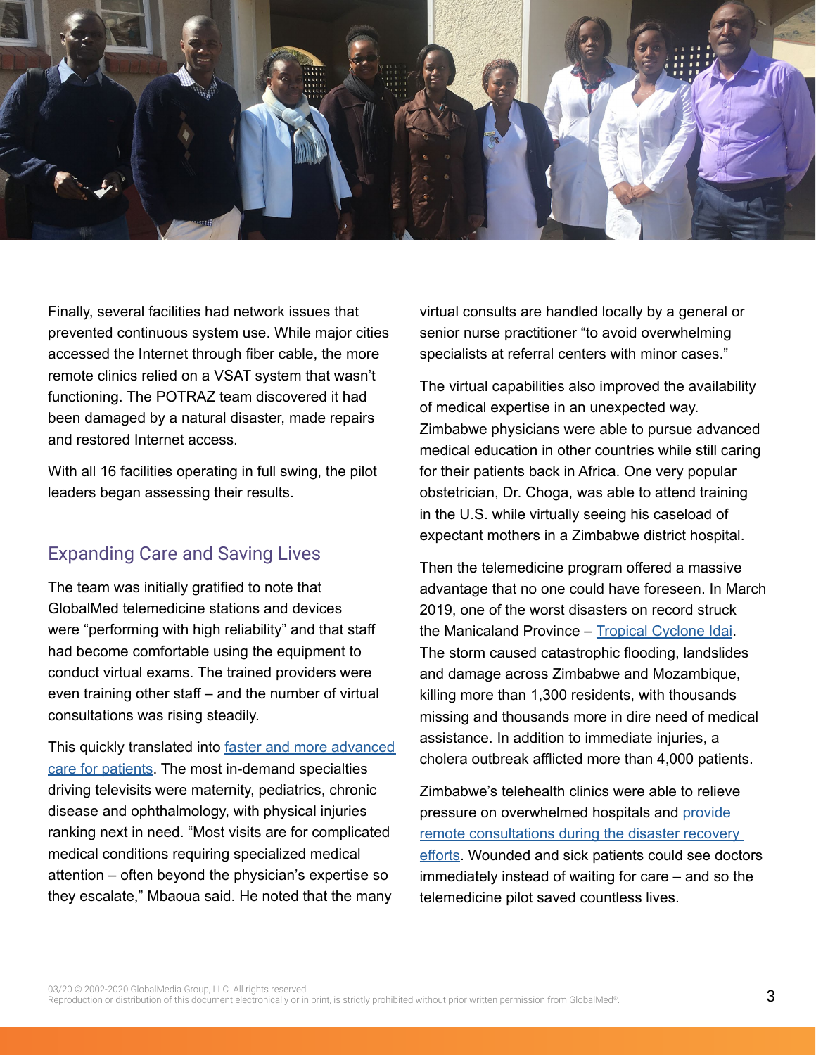Finally, several facilities had network issues that prevented continuous system use. While major cities accessed the Internet through fiber cable, the more remote clinics relied on a VSAT system that wasn't functioning. The POTRAZ team discovered it had been damaged by a natural disaster, made repairs and restored Internet access.

With all 16 facilities operating in full swing, the pilot leaders began assessing their results.

## Expanding Care and Saving Lives

The team was initially gratified to note that GlobalMed telemedicine stations and devices were "performing with high reliability" and that staff had become comfortable using the equipment to conduct virtual exams. The trained providers were even training other staff – and the number of virtual consultations was rising steadily.

This quickly translated into faster and more advanced care for patients. The most in-demand specialties driving televisits were maternity, pediatrics, chronic disease and ophthalmology, with physical injuries ranking next in need. "Most visits are for complicated medical conditions requiring specialized medical attention – often beyond the physician's expertise so they escalate," Mbaoua said. He noted that the many virtual consults are handled locally by a general or senior nurse practitioner "to avoid overwhelming specialists at referral centers with minor cases."

The virtual capabilities also improved the availability of medical expertise in an unexpected way. Zimbabwe physicians were able to pursue advanced medical education in other countries while still caring for their patients back in Africa. One very popular obstetrician, Dr. Choga, was able to attend training in the U.S. while virtually seeing his caseload of expectant mothers in a Zimbabwe district hospital.

Then the telemedicine program offered a massive advantage that no one could have foreseen. In March 2019, one of the worst disasters on record struck the Manicaland Province – Tropical Cyclone Idai. The storm caused catastrophic flooding, landslides and damage across Zimbabwe and Mozambique, killing more than 1,300 residents, with thousands missing and thousands more in dire need of medical assistance. In addition to immediate injuries, a cholera outbreak afflicted more than 4,000 patients.

Zimbabwe's telehealth clinics were able to relieve pressure on overwhelmed hospitals and provide remote consultations during the disaster recovery efforts. Wounded and sick patients could see doctors immediately instead of waiting for care – and so the telemedicine pilot saved countless lives.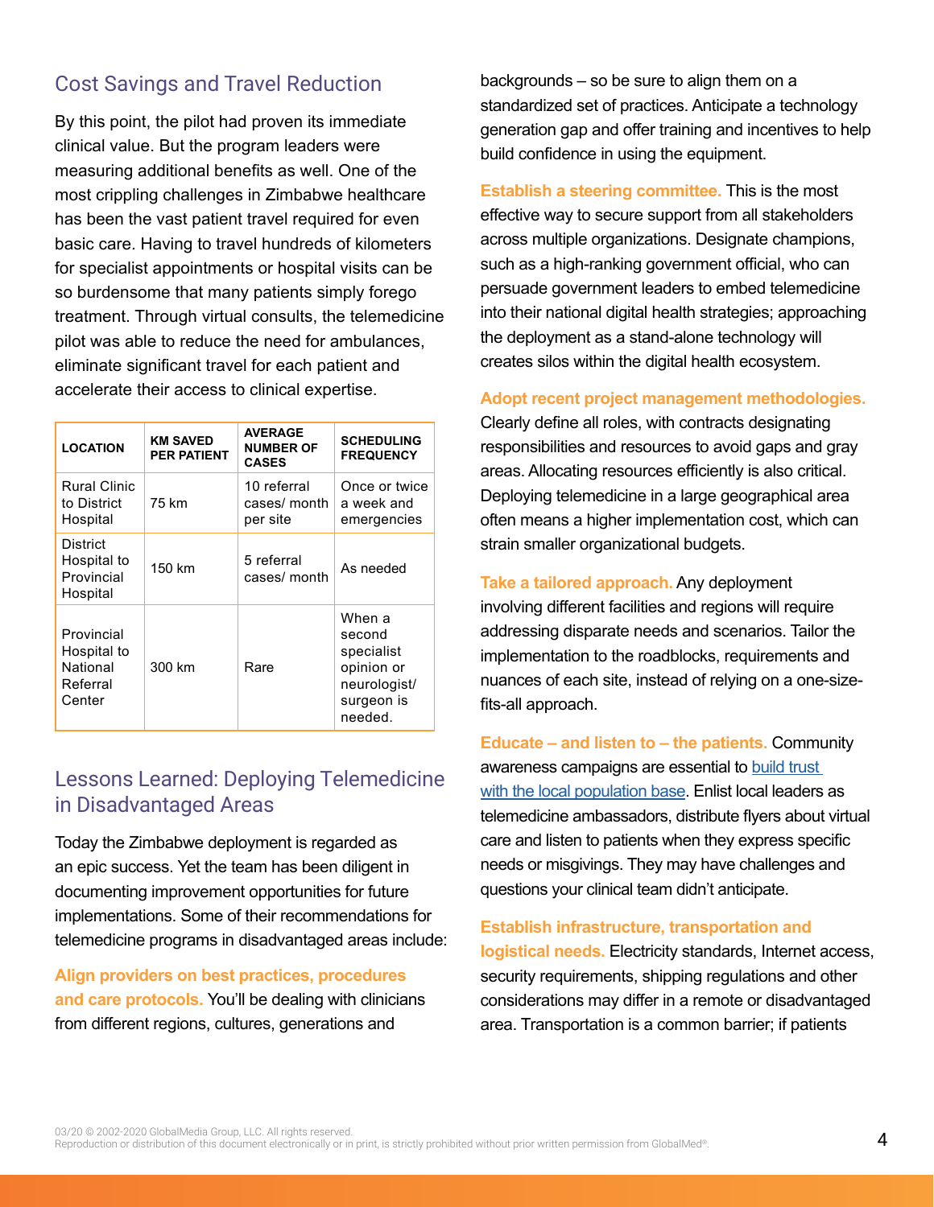## Cost Savings and Travel Reduction

By this point, the pilot had proven its immediate clinical value. But the program leaders were measuring additional benefits as well. One of the most crippling challenges in Zimbabwe healthcare has been the vast patient travel required for even basic care. Having to travel hundreds of kilometers for specialist appointments or hospital visits can be so burdensome that many patients simply forego treatment. Through virtual consults, the telemedicine pilot was able to reduce the need for ambulances, eliminate significant travel for each patient and accelerate their access to clinical expertise.

| LOCATION | KM SAVED PER PATIENT | AVERAGE NUMBER OF CASES | SCHEDULING FREQUENCY |
|---|---|---|---|
| Rural Clinic to District Hospital | 75 km | 10 referral cases/ month per site | Once or twice a week and emergencies |
| District Hospital to Provincial Hospital | 150 km | 5 referral cases/ month | As needed |
| Provincial Hospital to National Referral Center | 300 km | Rare | When a second specialist opinion or neurologist/ surgeon is needed. |

## Lessons Learned: Deploying Telemedicine in Disadvantaged Areas

Today the Zimbabwe deployment is regarded as an epic success. Yet the team has been diligent in documenting improvement opportunities for future implementations. Some of their recommendations for telemedicine programs in disadvantaged areas include:

**Align providers on best practices, procedures and care protocols.** You'll be dealing with clinicians from different regions, cultures, generations and backgrounds – so be sure to align them on a standardized set of practices. Anticipate a technology generation gap and offer training and incentives to help build confidence in using the equipment.

**Establish a steering committee.** This is the most effective way to secure support from all stakeholders across multiple organizations. Designate champions, such as a high-ranking government official, who can persuade government leaders to embed telemedicine into their national digital health strategies; approaching the deployment as a stand-alone technology will creates silos within the digital health ecosystem.

**Adopt recent project management methodologies.** Clearly define all roles, with contracts designating responsibilities and resources to avoid gaps and gray areas. Allocating resources efficiently is also critical. Deploying telemedicine in a large geographical area often means a higher implementation cost, which can strain smaller organizational budgets.

**Take a tailored approach.** Any deployment involving different facilities and regions will require addressing disparate needs and scenarios. Tailor the implementation to the roadblocks, requirements and nuances of each site, instead of relying on a one-size-fits-all approach.

**Educate – and listen to – the patients.** Community awareness campaigns are essential to build trust with the local population base. Enlist local leaders as telemedicine ambassadors, distribute flyers about virtual care and listen to patients when they express specific needs or misgivings. They may have challenges and questions your clinical team didn't anticipate.

**Establish infrastructure, transportation and logistical needs.** Electricity standards, Internet access, security requirements, shipping regulations and other considerations may differ in a remote or disadvantaged area. Transportation is a common barrier; if patients

03/20 © 2002-2020 GlobalMedia Group, LLC. All rights reserved.
Reproduction or distribution of this document electronically or in print, is strictly prohibited without prior written permission from GlobalMed®.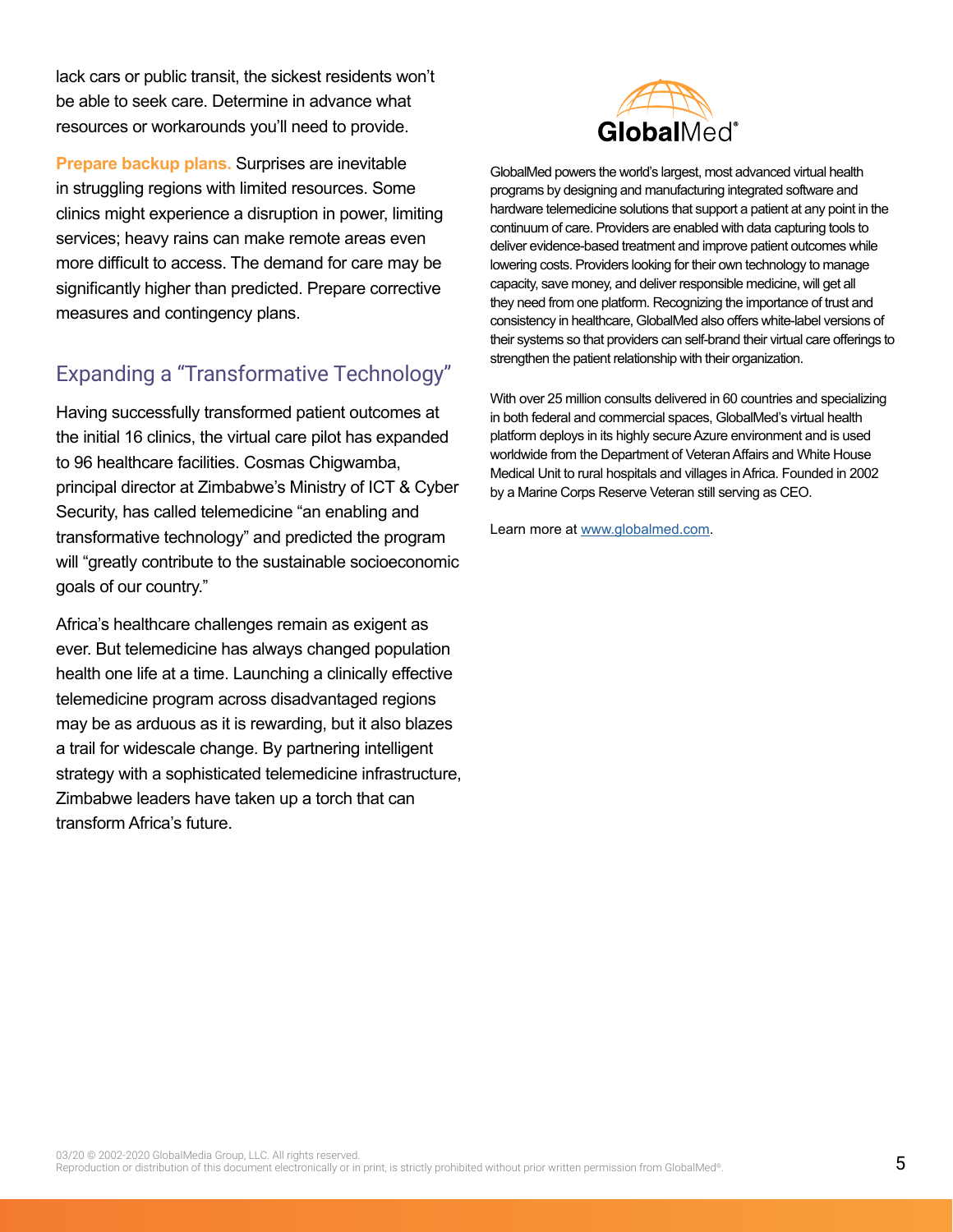lack cars or public transit, the sickest residents won't be able to seek care. Determine in advance what resources or workarounds you'll need to provide.

**Prepare backup plans.** Surprises are inevitable in struggling regions with limited resources. Some clinics might experience a disruption in power, limiting services; heavy rains can make remote areas even more difficult to access. The demand for care may be significantly higher than predicted. Prepare corrective measures and contingency plans.

## Expanding a "Transformative Technology"

Having successfully transformed patient outcomes at the initial 16 clinics, the virtual care pilot has expanded to 96 healthcare facilities. Cosmas Chigwamba, principal director at Zimbabwe's Ministry of ICT & Cyber Security, has called telemedicine "an enabling and transformative technology" and predicted the program will "greatly contribute to the sustainable socioeconomic goals of our country."

Africa's healthcare challenges remain as exigent as ever. But telemedicine has always changed population health one life at a time. Launching a clinically effective telemedicine program across disadvantaged regions may be as arduous as it is rewarding, but it also blazes a trail for widescale change. By partnering intelligent strategy with a sophisticated telemedicine infrastructure, Zimbabwe leaders have taken up a torch that can transform Africa's future.

**GlobalMed®**

GlobalMed powers the world's largest, most advanced virtual health programs by designing and manufacturing integrated software and hardware telemedicine solutions that support a patient at any point in the continuum of care. Providers are enabled with data capturing tools to deliver evidence-based treatment and improve patient outcomes while lowering costs. Providers looking for their own technology to manage capacity, save money, and deliver responsible medicine, will get all they need from one platform. Recognizing the importance of trust and consistency in healthcare, GlobalMed also offers white-label versions of their systems so that providers can self-brand their virtual care offerings to strengthen the patient relationship with their organization.

With over 25 million consults delivered in 60 countries and specializing in both federal and commercial spaces, GlobalMed's virtual health platform deploys in its highly secure Azure environment and is used worldwide from the Department of Veteran Affairs and White House Medical Unit to rural hospitals and villages in Africa. Founded in 2002 by a Marine Corps Reserve Veteran still serving as CEO.

Learn more at www.globalmed.com.

03/20 © 2002-2020 GlobalMedia Group, LLC. All rights reserved.
Reproduction or distribution of this document electronically or in print, is strictly prohibited without prior written permission from GlobalMed®.